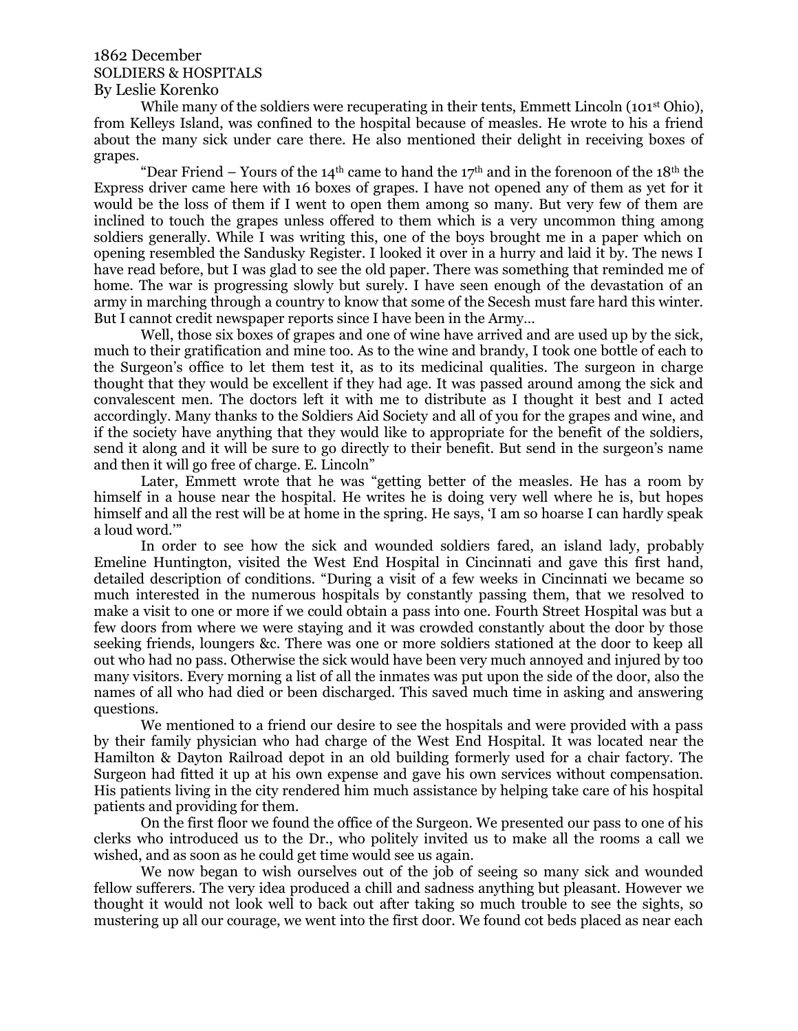1862 December
SOLDIERS & HOSPITALS
By Leslie Korenko

While many of the soldiers were recuperating in their tents, Emmett Lincoln (101st Ohio), from Kelleys Island, was confined to the hospital because of measles. He wrote to his a friend about the many sick under care there. He also mentioned their delight in receiving boxes of grapes.

"Dear Friend – Yours of the 14th came to hand the 17th and in the forenoon of the 18th the Express driver came here with 16 boxes of grapes. I have not opened any of them as yet for it would be the loss of them if I went to open them among so many. But very few of them are inclined to touch the grapes unless offered to them which is a very uncommon thing among soldiers generally. While I was writing this, one of the boys brought me in a paper which on opening resembled the Sandusky Register. I looked it over in a hurry and laid it by. The news I have read before, but I was glad to see the old paper. There was something that reminded me of home. The war is progressing slowly but surely. I have seen enough of the devastation of an army in marching through a country to know that some of the Secesh must fare hard this winter. But I cannot credit newspaper reports since I have been in the Army…

Well, those six boxes of grapes and one of wine have arrived and are used up by the sick, much to their gratification and mine too. As to the wine and brandy, I took one bottle of each to the Surgeon's office to let them test it, as to its medicinal qualities. The surgeon in charge thought that they would be excellent if they had age. It was passed around among the sick and convalescent men. The doctors left it with me to distribute as I thought it best and I acted accordingly. Many thanks to the Soldiers Aid Society and all of you for the grapes and wine, and if the society have anything that they would like to appropriate for the benefit of the soldiers, send it along and it will be sure to go directly to their benefit. But send in the surgeon's name and then it will go free of charge. E. Lincoln"

Later, Emmett wrote that he was "getting better of the measles. He has a room by himself in a house near the hospital. He writes he is doing very well where he is, but hopes himself and all the rest will be at home in the spring. He says, 'I am so hoarse I can hardly speak a loud word.'"

In order to see how the sick and wounded soldiers fared, an island lady, probably Emeline Huntington, visited the West End Hospital in Cincinnati and gave this first hand, detailed description of conditions. "During a visit of a few weeks in Cincinnati we became so much interested in the numerous hospitals by constantly passing them, that we resolved to make a visit to one or more if we could obtain a pass into one. Fourth Street Hospital was but a few doors from where we were staying and it was crowded constantly about the door by those seeking friends, loungers &c. There was one or more soldiers stationed at the door to keep all out who had no pass. Otherwise the sick would have been very much annoyed and injured by too many visitors. Every morning a list of all the inmates was put upon the side of the door, also the names of all who had died or been discharged. This saved much time in asking and answering questions.

We mentioned to a friend our desire to see the hospitals and were provided with a pass by their family physician who had charge of the West End Hospital. It was located near the Hamilton & Dayton Railroad depot in an old building formerly used for a chair factory. The Surgeon had fitted it up at his own expense and gave his own services without compensation. His patients living in the city rendered him much assistance by helping take care of his hospital patients and providing for them.

On the first floor we found the office of the Surgeon. We presented our pass to one of his clerks who introduced us to the Dr., who politely invited us to make all the rooms a call we wished, and as soon as he could get time would see us again.

We now began to wish ourselves out of the job of seeing so many sick and wounded fellow sufferers. The very idea produced a chill and sadness anything but pleasant. However we thought it would not look well to back out after taking so much trouble to see the sights, so mustering up all our courage, we went into the first door. We found cot beds placed as near each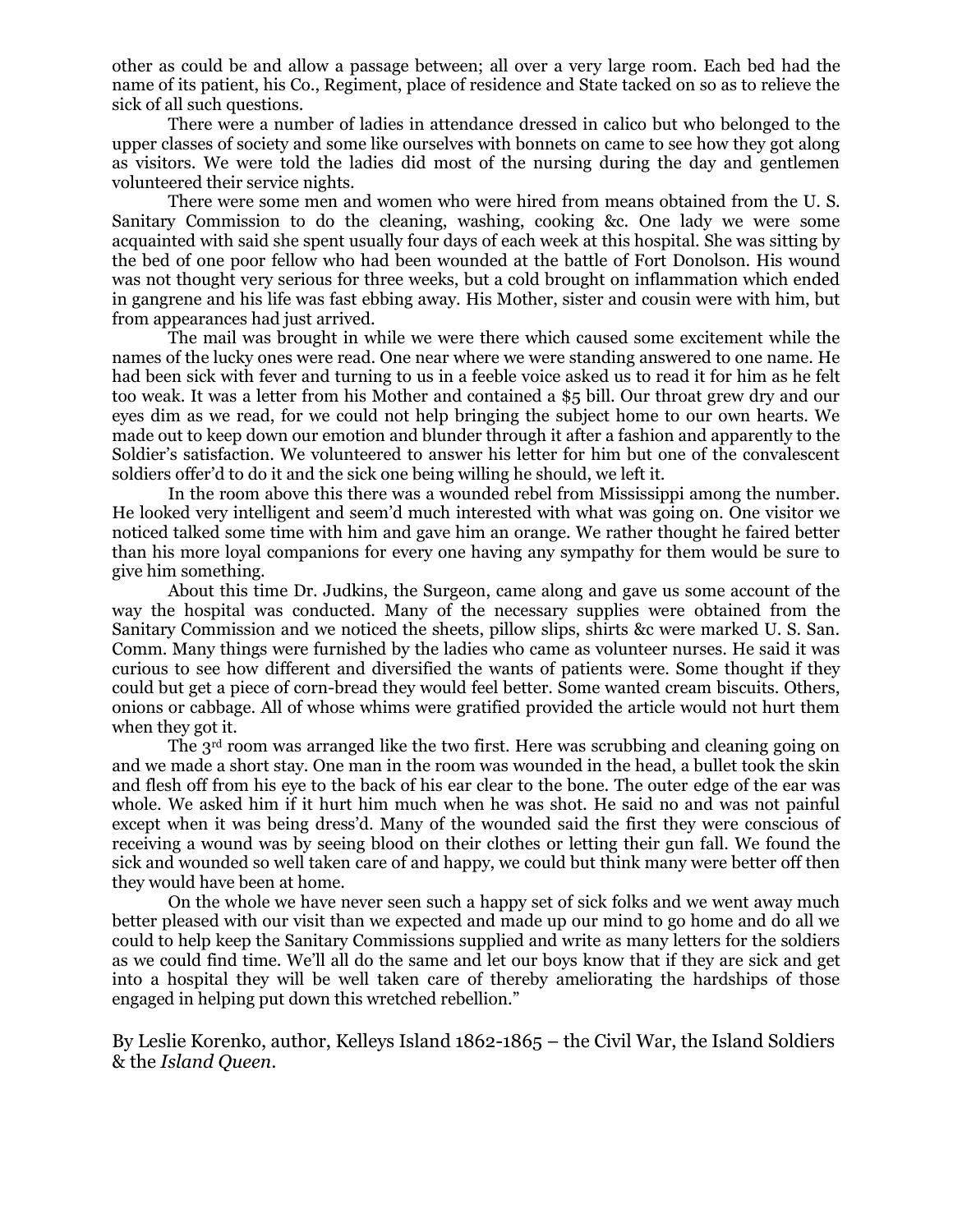other as could be and allow a passage between; all over a very large room. Each bed had the name of its patient, his Co., Regiment, place of residence and State tacked on so as to relieve the sick of all such questions.

There were a number of ladies in attendance dressed in calico but who belonged to the upper classes of society and some like ourselves with bonnets on came to see how they got along as visitors. We were told the ladies did most of the nursing during the day and gentlemen volunteered their service nights.

There were some men and women who were hired from means obtained from the U. S. Sanitary Commission to do the cleaning, washing, cooking &c. One lady we were some acquainted with said she spent usually four days of each week at this hospital. She was sitting by the bed of one poor fellow who had been wounded at the battle of Fort Donolson. His wound was not thought very serious for three weeks, but a cold brought on inflammation which ended in gangrene and his life was fast ebbing away. His Mother, sister and cousin were with him, but from appearances had just arrived.

The mail was brought in while we were there which caused some excitement while the names of the lucky ones were read. One near where we were standing answered to one name. He had been sick with fever and turning to us in a feeble voice asked us to read it for him as he felt too weak. It was a letter from his Mother and contained a $5 bill. Our throat grew dry and our eyes dim as we read, for we could not help bringing the subject home to our own hearts. We made out to keep down our emotion and blunder through it after a fashion and apparently to the Soldier's satisfaction. We volunteered to answer his letter for him but one of the convalescent soldiers offer'd to do it and the sick one being willing he should, we left it.

In the room above this there was a wounded rebel from Mississippi among the number. He looked very intelligent and seem'd much interested with what was going on. One visitor we noticed talked some time with him and gave him an orange. We rather thought he faired better than his more loyal companions for every one having any sympathy for them would be sure to give him something.

About this time Dr. Judkins, the Surgeon, came along and gave us some account of the way the hospital was conducted. Many of the necessary supplies were obtained from the Sanitary Commission and we noticed the sheets, pillow slips, shirts &c were marked U. S. San. Comm. Many things were furnished by the ladies who came as volunteer nurses. He said it was curious to see how different and diversified the wants of patients were. Some thought if they could but get a piece of corn-bread they would feel better. Some wanted cream biscuits. Others, onions or cabbage. All of whose whims were gratified provided the article would not hurt them when they got it.

The 3rd room was arranged like the two first. Here was scrubbing and cleaning going on and we made a short stay. One man in the room was wounded in the head, a bullet took the skin and flesh off from his eye to the back of his ear clear to the bone. The outer edge of the ear was whole. We asked him if it hurt him much when he was shot. He said no and was not painful except when it was being dress'd. Many of the wounded said the first they were conscious of receiving a wound was by seeing blood on their clothes or letting their gun fall. We found the sick and wounded so well taken care of and happy, we could but think many were better off then they would have been at home.

On the whole we have never seen such a happy set of sick folks and we went away much better pleased with our visit than we expected and made up our mind to go home and do all we could to help keep the Sanitary Commissions supplied and write as many letters for the soldiers as we could find time. We'll all do the same and let our boys know that if they are sick and get into a hospital they will be well taken care of thereby ameliorating the hardships of those engaged in helping put down this wretched rebellion."

By Leslie Korenko, author, Kelleys Island 1862-1865 – the Civil War, the Island Soldiers & the *Island Queen*.